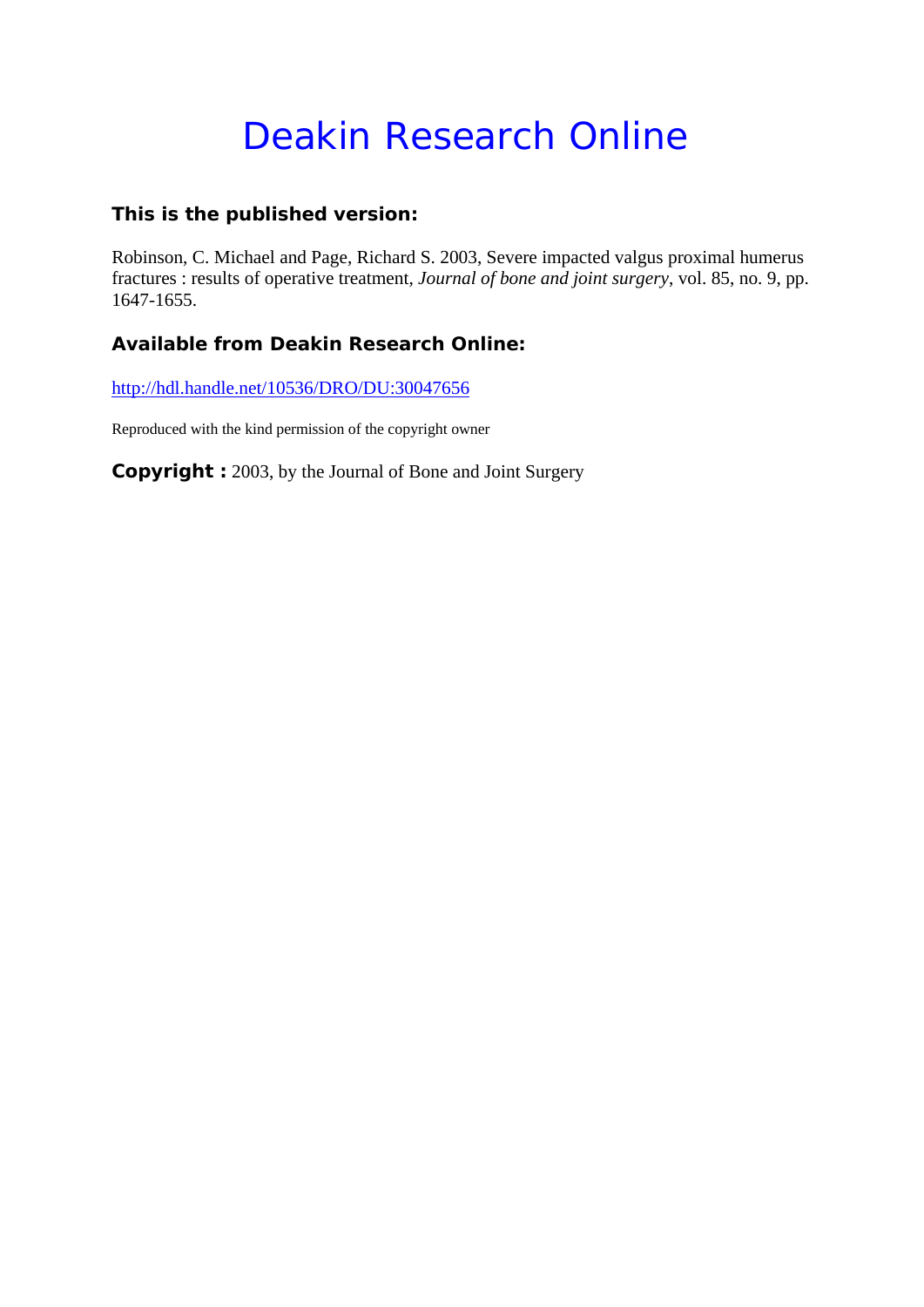# Deakin Research Online

### This is the published version:

Robinson, C. Michael and Page, Richard S. 2003, Severe impacted valgus proximal humerus fractures : results of operative treatment, *Journal of bone and joint surgery*, vol. 85, no. 9, pp. 1647-1655.

### Available from Deakin Research Online:

http://hdl.handle.net/10536/DRO/DU:30047656

Reproduced with the kind permission of the copyright owner

**Copyright :** 2003, by the Journal of Bone and Joint Surgery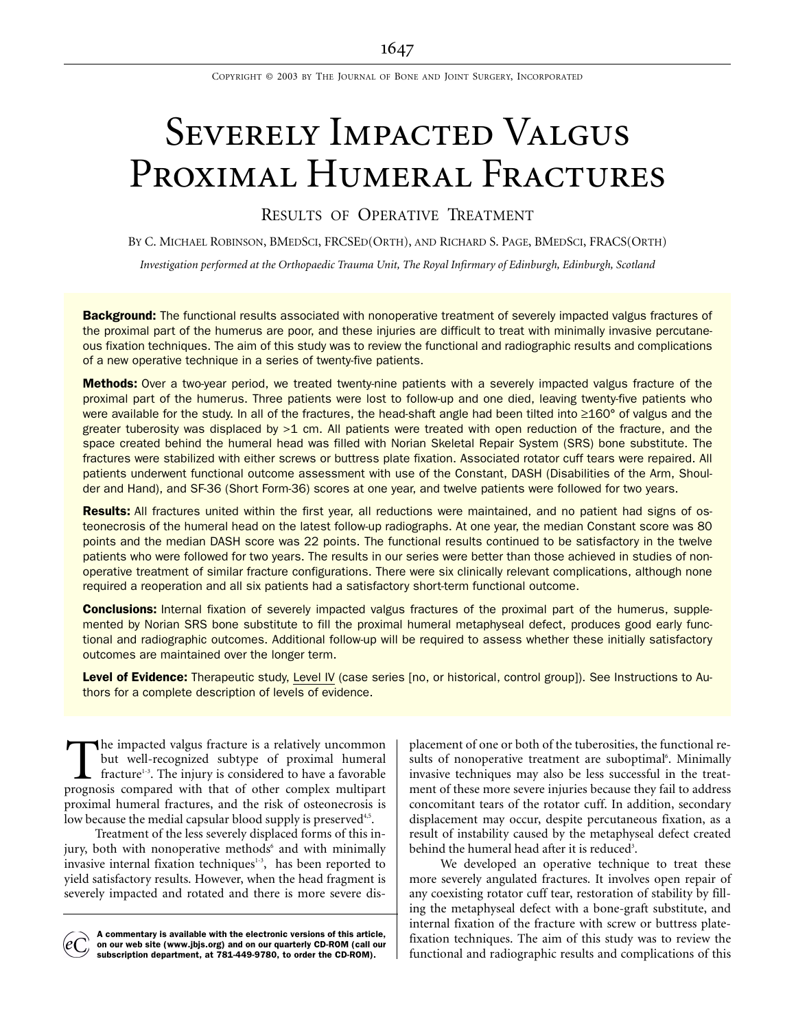# Severely Impacted Valgus Proximal Humeral Fractures

## Results of Operative Treatment

By C. Michael Robinson, BMedSci, FRCSEd(Orth), and Richard S. Page, BMedSci, FRACS(Orth)

*Investigation performed at the Orthopaedic Trauma Unit, The Royal Infirmary of Edinburgh, Edinburgh, Scotland*

**Background:** The functional results associated with nonoperative treatment of severely impacted valgus fractures of the proximal part of the humerus are poor, and these injuries are difficult to treat with minimally invasive percutaneous fixation techniques. The aim of this study was to review the functional and radiographic results and complications of a new operative technique in a series of twenty-five patients.

**Methods:** Over a two-year period, we treated twenty-nine patients with a severely impacted valgus fracture of the proximal part of the humerus. Three patients were lost to follow-up and one died, leaving twenty-five patients who were available for the study. In all of the fractures, the head-shaft angle had been tilted into ≥160° of valgus and the greater tuberosity was displaced by >1 cm. All patients were treated with open reduction of the fracture, and the space created behind the humeral head was filled with Norian Skeletal Repair System (SRS) bone substitute. The fractures were stabilized with either screws or buttress plate fixation. Associated rotator cuff tears were repaired. All patients underwent functional outcome assessment with use of the Constant, DASH (Disabilities of the Arm, Shoulder and Hand), and SF-36 (Short Form-36) scores at one year, and twelve patients were followed for two years.

**Results:** All fractures united within the first year, all reductions were maintained, and no patient had signs of osteonecrosis of the humeral head on the latest follow-up radiographs. At one year, the median Constant score was 80 points and the median DASH score was 22 points. The functional results continued to be satisfactory in the twelve patients who were followed for two years. The results in our series were better than those achieved in studies of nonoperative treatment of similar fracture configurations. There were six clinically relevant complications, although none required a reoperation and all six patients had a satisfactory short-term functional outcome.

**Conclusions:** Internal fixation of severely impacted valgus fractures of the proximal part of the humerus, supplemented by Norian SRS bone substitute to fill the proximal humeral metaphyseal defect, produces good early functional and radiographic outcomes. Additional follow-up will be required to assess whether these initially satisfactory outcomes are maintained over the longer term.

**Level of Evidence:** Therapeutic study, Level IV (case series [no, or historical, control group]). See Instructions to Authors for a complete description of levels of evidence.

The impacted valgus fracture is a relatively uncommon but well-recognized subtype of proximal humeral fracture[1-3]. The injury is considered to have a favorable prognosis compared with that of other complex multipart proximal humeral fractures, and the risk of osteonecrosis is low because the medial capsular blood supply is preserved[4,5].

Treatment of the less severely displaced forms of this injury, both with nonoperative methods[6] and with minimally invasive internal fixation techniques[1-3], has been reported to yield satisfactory results. However, when the head fragment is severely impacted and rotated and there is more severe displacement of one or both of the tuberosities, the functional results of nonoperative treatment are suboptimal[6]. Minimally invasive techniques may also be less successful in the treatment of these more severe injuries because they fail to address concomitant tears of the rotator cuff. In addition, secondary displacement may occur, despite percutaneous fixation, as a result of instability caused by the metaphyseal defect created behind the humeral head after it is reduced[3].

We developed an operative technique to treat these more severely angulated fractures. It involves open repair of any coexisting rotator cuff tear, restoration of stability by filling the metaphyseal defect with a bone-graft substitute, and internal fixation of the fracture with screw or buttress plate-fixation techniques. The aim of this study was to review the functional and radiographic results and complications of this

**A commentary is available with the electronic versions of this article, on our web site (www.jbjs.org) and on our quarterly CD-ROM (call our subscription department, at 781-449-9780, to order the CD-ROM).**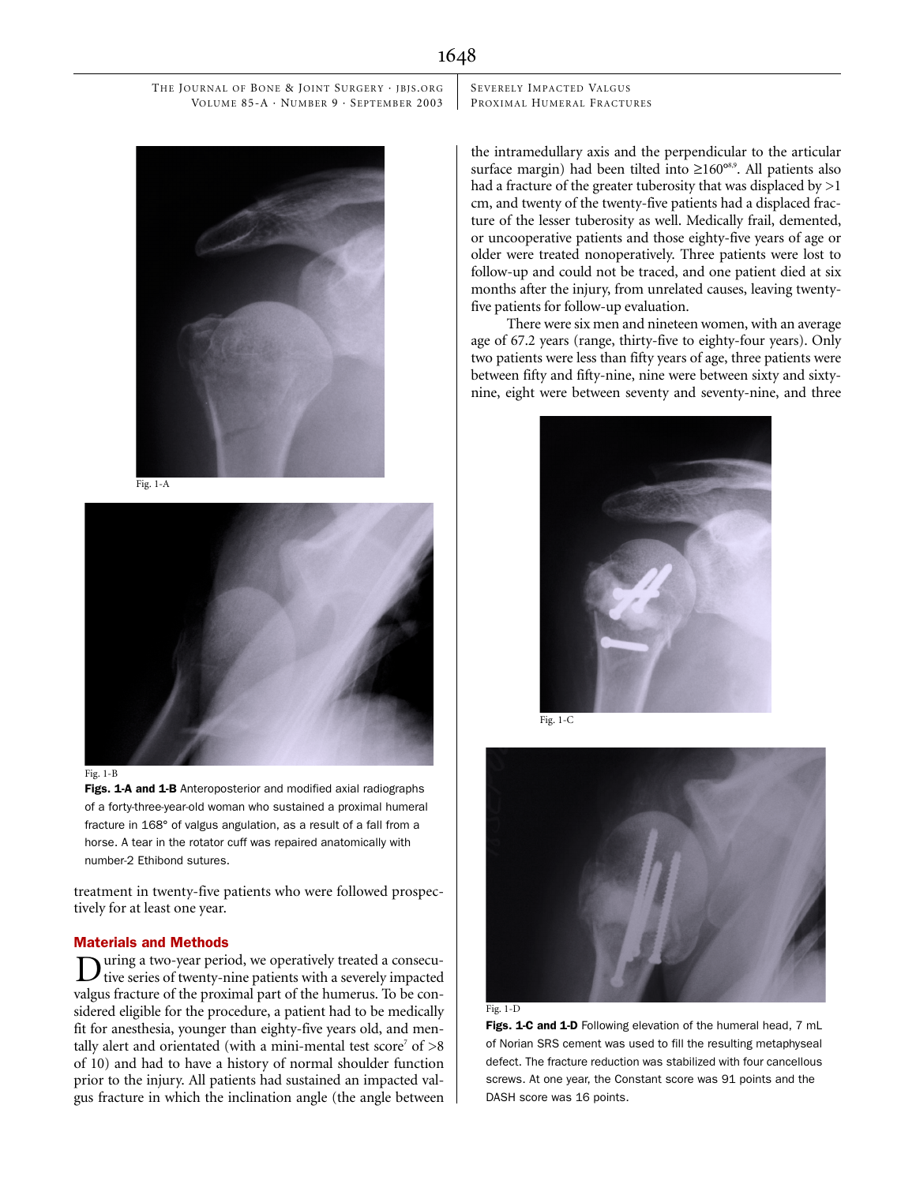Figs. 1-A and 1-B Anteroposterior and modified axial radiographs of a forty-three-year-old woman who sustained a proximal humeral fracture in 168° of valgus angulation, as a result of a fall from a horse. A tear in the rotator cuff was repaired anatomically with number-2 Ethibond sutures.

treatment in twenty-five patients who were followed prospectively for at least one year.

## Materials and Methods

During a two-year period, we operatively treated a consecutive series of twenty-nine patients with a severely impacted valgus fracture of the proximal part of the humerus. To be considered eligible for the procedure, a patient had to be medically fit for anesthesia, younger than eighty-five years old, and mentally alert and orientated (with a mini-mental test score[7] of >8 of 10) and had to have a history of normal shoulder function prior to the injury. All patients had sustained an impacted valgus fracture in which the inclination angle (the angle between the intramedullary axis and the perpendicular to the articular surface margin) had been tilted into ≥160°[8,9]. All patients also had a fracture of the greater tuberosity that was displaced by >1 cm, and twenty of the twenty-five patients had a displaced fracture of the lesser tuberosity as well. Medically frail, demented, or uncooperative patients and those eighty-five years of age or older were treated nonoperatively. Three patients were lost to follow-up and could not be traced, and one patient died at six months after the injury, from unrelated causes, leaving twenty-five patients for follow-up evaluation.

There were six men and nineteen women, with an average age of 67.2 years (range, thirty-five to eighty-four years). Only two patients were less than fifty years of age, three patients were between fifty and fifty-nine, nine were between sixty and sixty-nine, eight were between seventy and seventy-nine, and three

Figs. 1-C and 1-D Following elevation of the humeral head, 7 mL of Norian SRS cement was used to fill the resulting metaphyseal defect. The fracture reduction was stabilized with four cancellous screws. At one year, the Constant score was 91 points and the DASH score was 16 points.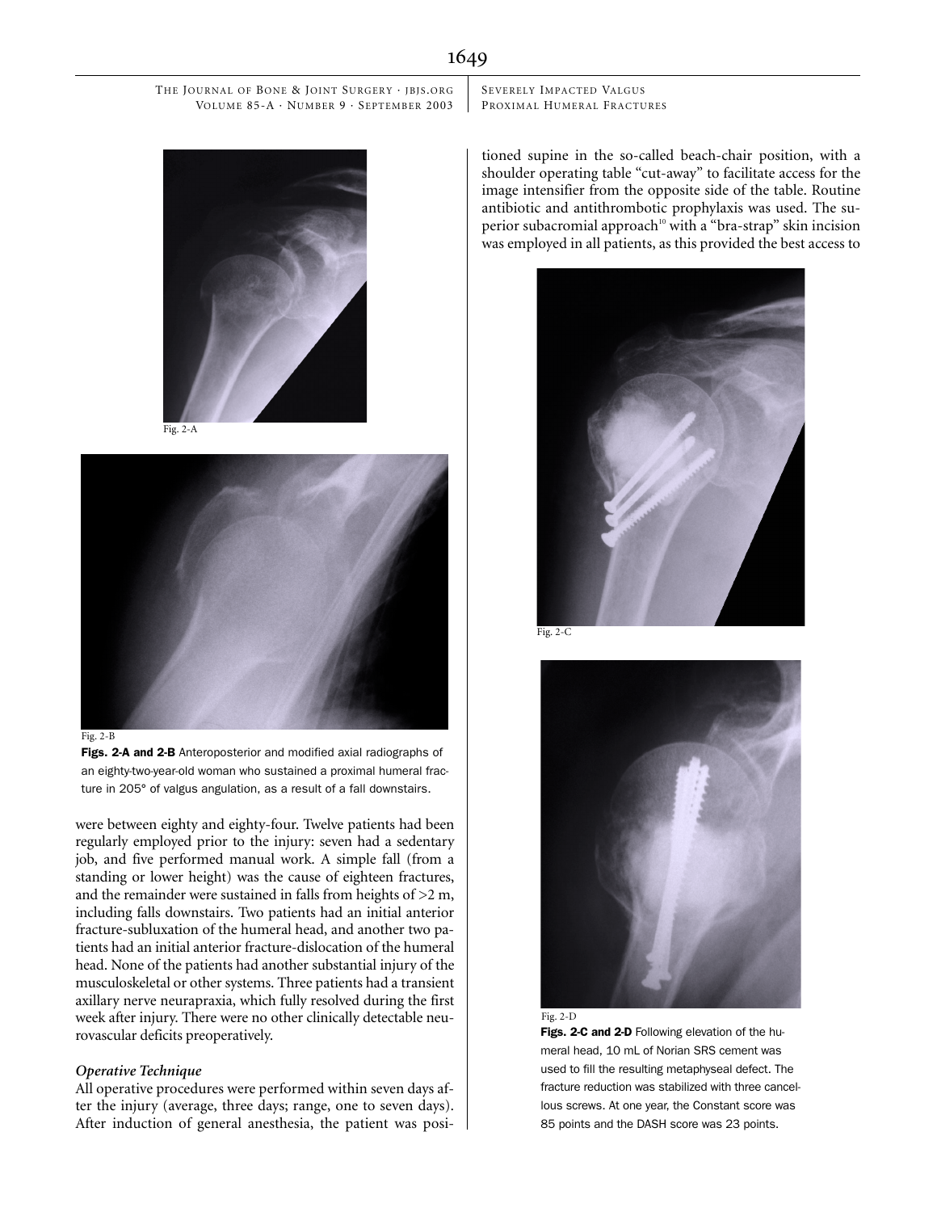Fig. 2-A

Fig. 2-B

**Figs. 2-A and 2-B** Anteroposterior and modified axial radiographs of an eighty-two-year-old woman who sustained a proximal humeral fracture in 205° of valgus angulation, as a result of a fall downstairs.

were between eighty and eighty-four. Twelve patients had been regularly employed prior to the injury: seven had a sedentary job, and five performed manual work. A simple fall (from a standing or lower height) was the cause of eighteen fractures, and the remainder were sustained in falls from heights of >2 m, including falls downstairs. Two patients had an initial anterior fracture-subluxation of the humeral head, and another two patients had an initial anterior fracture-dislocation of the humeral head. None of the patients had another substantial injury of the musculoskeletal or other systems. Three patients had a transient axillary nerve neurapraxia, which fully resolved during the first week after injury. There were no other clinically detectable neurovascular deficits preoperatively.

### *Operative Technique*

All operative procedures were performed within seven days after the injury (average, three days; range, one to seven days). After induction of general anesthesia, the patient was positioned supine in the so-called beach-chair position, with a shoulder operating table "cut-away" to facilitate access for the image intensifier from the opposite side of the table. Routine antibiotic and antithrombotic prophylaxis was used. The superior subacromial approach[10] with a "bra-strap" skin incision was employed in all patients, as this provided the best access to

Fig. 2-C

Fig. 2-D

**Figs. 2-C and 2-D** Following elevation of the humeral head, 10 mL of Norian SRS cement was used to fill the resulting metaphyseal defect. The fracture reduction was stabilized with three cancellous screws. At one year, the Constant score was 85 points and the DASH score was 23 points.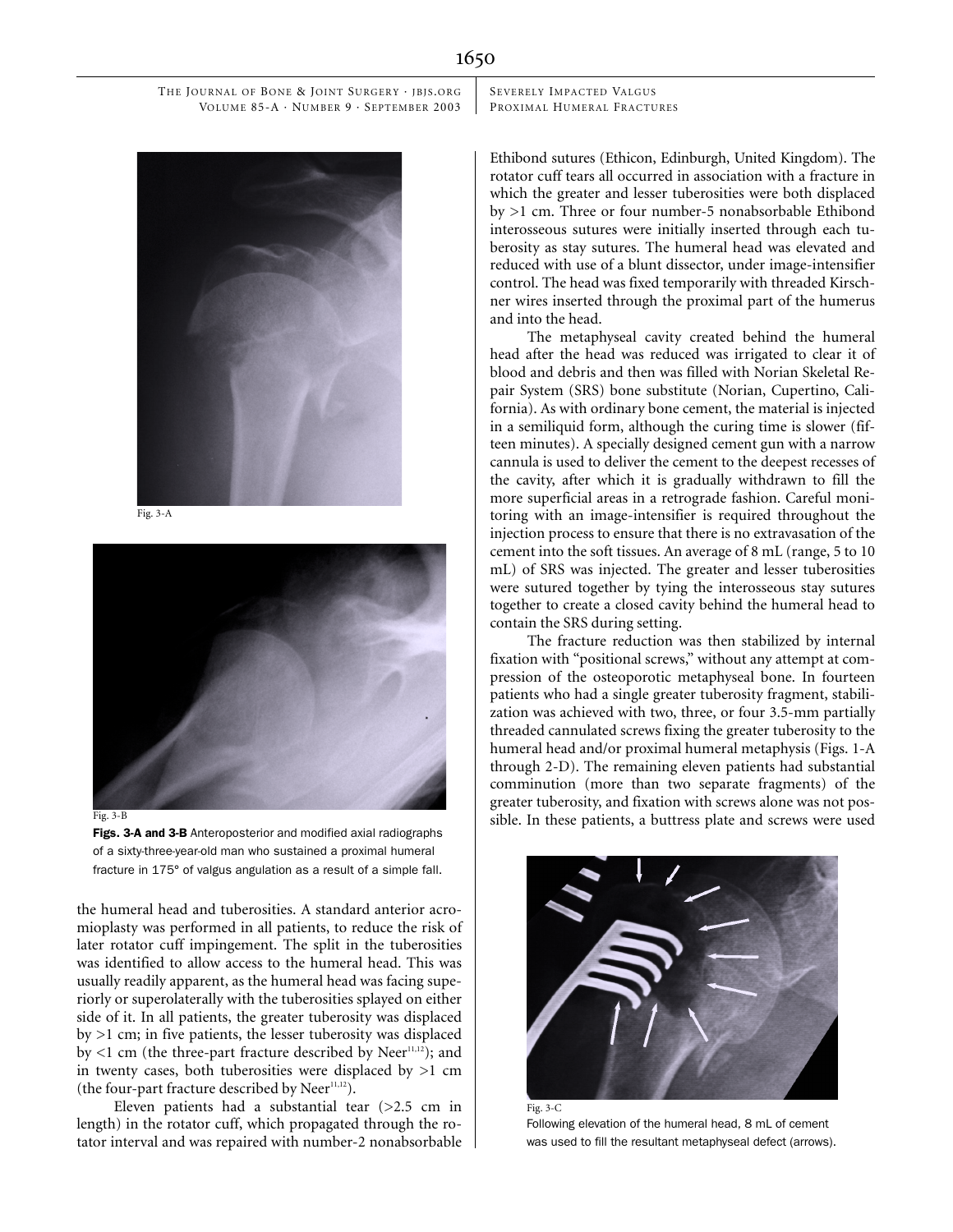Fig. 3-A

Fig. 3-B

**Figs. 3-A and 3-B** Anteroposterior and modified axial radiographs of a sixty-three-year-old man who sustained a proximal humeral fracture in 175° of valgus angulation as a result of a simple fall.

the humeral head and tuberosities. A standard anterior acromioplasty was performed in all patients, to reduce the risk of later rotator cuff impingement. The split in the tuberosities was identified to allow access to the humeral head. This was usually readily apparent, as the humeral head was facing superiorly or superolaterally with the tuberosities splayed on either side of it. In all patients, the greater tuberosity was displaced by >1 cm; in five patients, the lesser tuberosity was displaced by <1 cm (the three-part fracture described by Neer[11,12]); and in twenty cases, both tuberosities were displaced by >1 cm (the four-part fracture described by Neer[11,12]).

Eleven patients had a substantial tear (>2.5 cm in length) in the rotator cuff, which propagated through the rotator interval and was repaired with number-2 nonabsorbable Ethibond sutures (Ethicon, Edinburgh, United Kingdom). The rotator cuff tears all occurred in association with a fracture in which the greater and lesser tuberosities were both displaced by >1 cm. Three or four number-5 nonabsorbable Ethibond interosseous sutures were initially inserted through each tuberosity as stay sutures. The humeral head was elevated and reduced with use of a blunt dissector, under image-intensifier control. The head was fixed temporarily with threaded Kirschner wires inserted through the proximal part of the humerus and into the head.

The metaphyseal cavity created behind the humeral head after the head was reduced was irrigated to clear it of blood and debris and then was filled with Norian Skeletal Repair System (SRS) bone substitute (Norian, Cupertino, California). As with ordinary bone cement, the material is injected in a semiliquid form, although the curing time is slower (fifteen minutes). A specially designed cement gun with a narrow cannula is used to deliver the cement to the deepest recesses of the cavity, after which it is gradually withdrawn to fill the more superficial areas in a retrograde fashion. Careful monitoring with an image-intensifier is required throughout the injection process to ensure that there is no extravasation of the cement into the soft tissues. An average of 8 mL (range, 5 to 10 mL) of SRS was injected. The greater and lesser tuberosities were sutured together by tying the interosseous stay sutures together to create a closed cavity behind the humeral head to contain the SRS during setting.

The fracture reduction was then stabilized by internal fixation with "positional screws," without any attempt at compression of the osteoporotic metaphyseal bone. In fourteen patients who had a single greater tuberosity fragment, stabilization was achieved with two, three, or four 3.5-mm partially threaded cannulated screws fixing the greater tuberosity to the humeral head and/or proximal humeral metaphysis (Figs. 1-A through 2-D). The remaining eleven patients had substantial comminution (more than two separate fragments) of the greater tuberosity, and fixation with screws alone was not possible. In these patients, a buttress plate and screws were used

Fig. 3-C

Following elevation of the humeral head, 8 mL of cement was used to fill the resultant metaphyseal defect (arrows).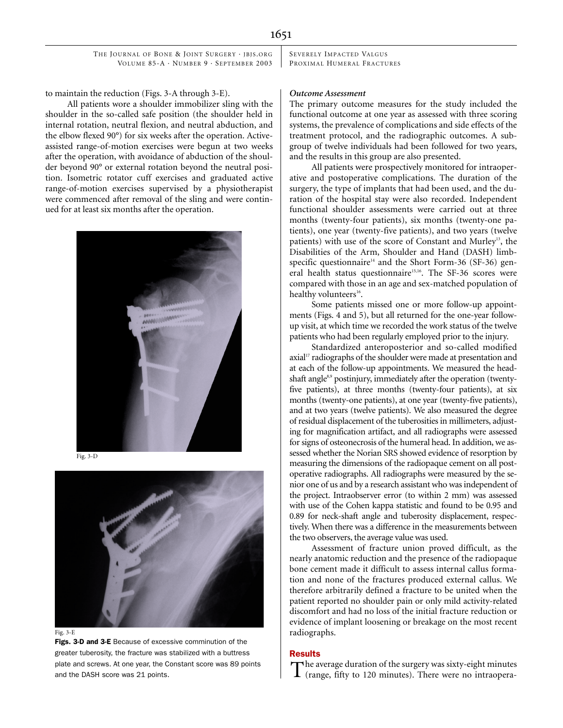to maintain the reduction (Figs. 3-A through 3-E).

All patients wore a shoulder immobilizer sling with the shoulder in the so-called safe position (the shoulder held in internal rotation, neutral flexion, and neutral abduction, and the elbow flexed 90°) for six weeks after the operation. Active-assisted range-of-motion exercises were begun at two weeks after the operation, with avoidance of abduction of the shoulder beyond 90° or external rotation beyond the neutral position. Isometric rotator cuff exercises and graduated active range-of-motion exercises supervised by a physiotherapist were commenced after removal of the sling and were continued for at least six months after the operation.

Fig. 3-D

Fig. 3-E

**Figs. 3-D and 3-E** Because of excessive comminution of the greater tuberosity, the fracture was stabilized with a buttress plate and screws. At one year, the Constant score was 89 points and the DASH score was 21 points.

### *Outcome Assessment*

The primary outcome measures for the study included the functional outcome at one year as assessed with three scoring systems, the prevalence of complications and side effects of the treatment protocol, and the radiographic outcomes. A subgroup of twelve individuals had been followed for two years, and the results in this group are also presented.

All patients were prospectively monitored for intraoperative and postoperative complications. The duration of the surgery, the type of implants that had been used, and the duration of the hospital stay were also recorded. Independent functional shoulder assessments were carried out at three months (twenty-four patients), six months (twenty-one patients), one year (twenty-five patients), and two years (twelve patients) with use of the score of Constant and Murley[13], the Disabilities of the Arm, Shoulder and Hand (DASH) limb-specific questionnaire[14] and the Short Form-36 (SF-36) general health status questionnaire[15,16]. The SF-36 scores were compared with those in an age and sex-matched population of healthy volunteers[16].

Some patients missed one or more follow-up appointments (Figs. 4 and 5), but all returned for the one-year follow-up visit, at which time we recorded the work status of the twelve patients who had been regularly employed prior to the injury.

Standardized anteroposterior and so-called modified axial[17] radiographs of the shoulder were made at presentation and at each of the follow-up appointments. We measured the head-shaft angle[8,9] postinjury, immediately after the operation (twenty-five patients), at three months (twenty-four patients), at six months (twenty-one patients), at one year (twenty-five patients), and at two years (twelve patients). We also measured the degree of residual displacement of the tuberosities in millimeters, adjusting for magnification artifact, and all radiographs were assessed for signs of osteonecrosis of the humeral head. In addition, we assessed whether the Norian SRS showed evidence of resorption by measuring the dimensions of the radiopaque cement on all postoperative radiographs. All radiographs were measured by the senior one of us and by a research assistant who was independent of the project. Intraobserver error (to within 2 mm) was assessed with use of the Cohen kappa statistic and found to be 0.95 and 0.89 for neck-shaft angle and tuberosity displacement, respectively. When there was a difference in the measurements between the two observers, the average value was used.

Assessment of fracture union proved difficult, as the nearly anatomic reduction and the presence of the radiopaque bone cement made it difficult to assess internal callus formation and none of the fractures produced external callus. We therefore arbitrarily defined a fracture to be united when the patient reported no shoulder pain or only mild activity-related discomfort and had no loss of the initial fracture reduction or evidence of implant loosening or breakage on the most recent radiographs.

## Results

The average duration of the surgery was sixty-eight minutes (range, fifty to 120 minutes). There were no intraopera-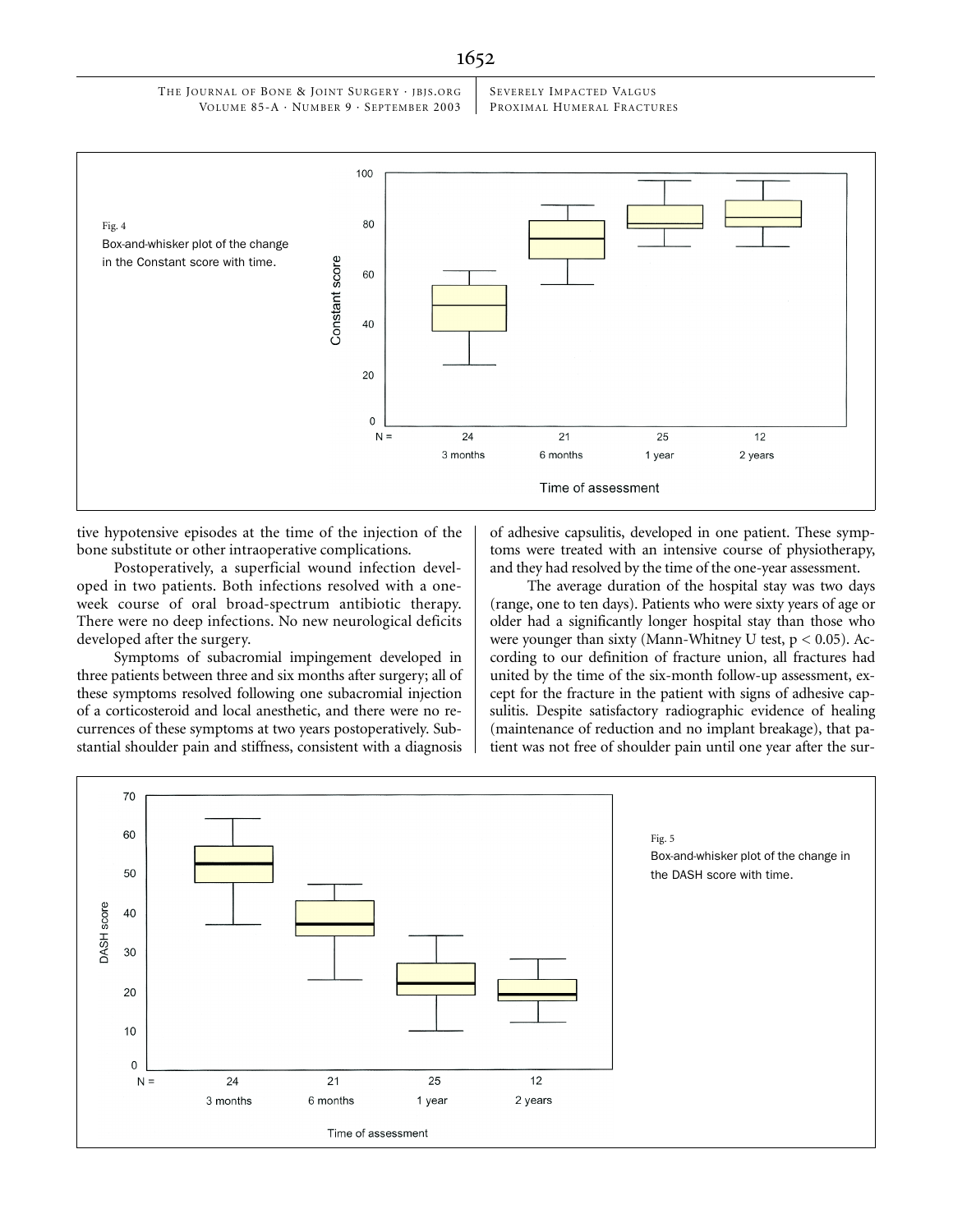Fig. 4

Box-and-whisker plot of the change in the Constant score with time.

tive hypotensive episodes at the time of the injection of the bone substitute or other intraoperative complications.

Postoperatively, a superficial wound infection developed in two patients. Both infections resolved with a one-week course of oral broad-spectrum antibiotic therapy. There were no deep infections. No new neurological deficits developed after the surgery.

Symptoms of subacromial impingement developed in three patients between three and six months after surgery; all of these symptoms resolved following one subacromial injection of a corticosteroid and local anesthetic, and there were no recurrences of these symptoms at two years postoperatively. Substantial shoulder pain and stiffness, consistent with a diagnosis of adhesive capsulitis, developed in one patient. These symptoms were treated with an intensive course of physiotherapy, and they had resolved by the time of the one-year assessment.

The average duration of the hospital stay was two days (range, one to ten days). Patients who were sixty years of age or older had a significantly longer hospital stay than those who were younger than sixty (Mann-Whitney U test, $p < 0.05$). According to our definition of fracture union, all fractures had united by the time of the six-month follow-up assessment, except for the fracture in the patient with signs of adhesive capsulitis. Despite satisfactory radiographic evidence of healing (maintenance of reduction and no implant breakage), that patient was not free of shoulder pain until one year after the sur-

Fig. 5

Box-and-whisker plot of the change in the DASH score with time.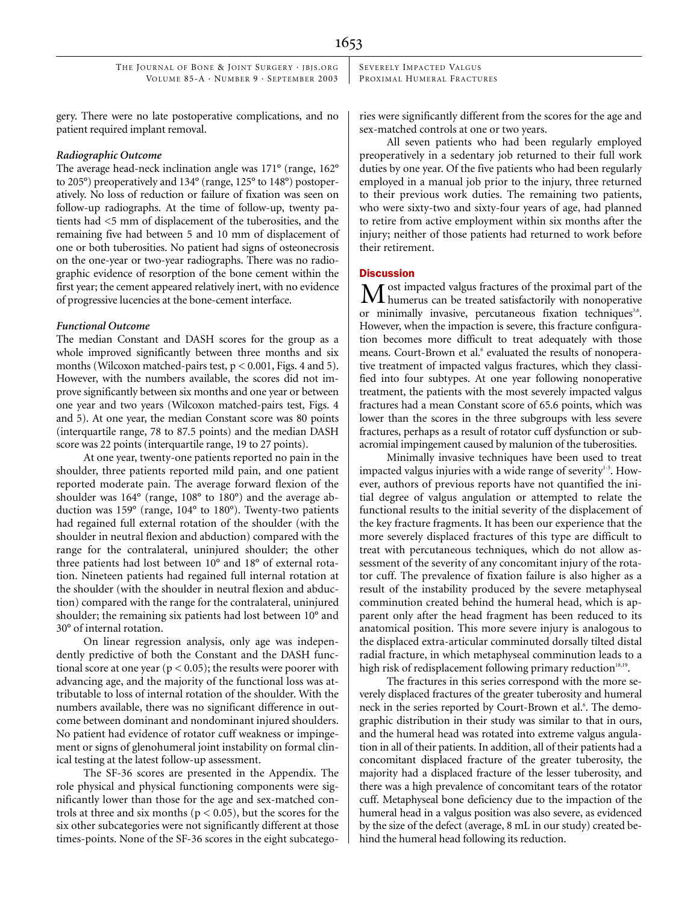gery. There were no late postoperative complications, and no patient required implant removal.

### *Radiographic Outcome*

The average head-neck inclination angle was 171° (range, 162° to 205°) preoperatively and 134° (range, 125° to 148°) postoperatively. No loss of reduction or failure of fixation was seen on follow-up radiographs. At the time of follow-up, twenty patients had <5 mm of displacement of the tuberosities, and the remaining five had between 5 and 10 mm of displacement of one or both tuberosities. No patient had signs of osteonecrosis on the one-year or two-year radiographs. There was no radiographic evidence of resorption of the bone cement within the first year; the cement appeared relatively inert, with no evidence of progressive lucencies at the bone-cement interface.

### *Functional Outcome*

The median Constant and DASH scores for the group as a whole improved significantly between three months and six months (Wilcoxon matched-pairs test, $p < 0.001$, Figs. 4 and 5). However, with the numbers available, the scores did not improve significantly between six months and one year or between one year and two years (Wilcoxon matched-pairs test, Figs. 4 and 5). At one year, the median Constant score was 80 points (interquartile range, 78 to 87.5 points) and the median DASH score was 22 points (interquartile range, 19 to 27 points).

At one year, twenty-one patients reported no pain in the shoulder, three patients reported mild pain, and one patient reported moderate pain. The average forward flexion of the shoulder was 164° (range, 108° to 180°) and the average abduction was 159° (range, 104° to 180°). Twenty-two patients had regained full external rotation of the shoulder (with the shoulder in neutral flexion and abduction) compared with the range for the contralateral, uninjured shoulder; the other three patients had lost between 10° and 18° of external rotation. Nineteen patients had regained full internal rotation at the shoulder (with the shoulder in neutral flexion and abduction) compared with the range for the contralateral, uninjured shoulder; the remaining six patients had lost between 10° and 30° of internal rotation.

On linear regression analysis, only age was independently predictive of both the Constant and the DASH functional score at one year ($p < 0.05$); the results were poorer with advancing age, and the majority of the functional loss was attributable to loss of internal rotation of the shoulder. With the numbers available, there was no significant difference in outcome between dominant and nondominant injured shoulders. No patient had evidence of rotator cuff weakness or impingement or signs of glenohumeral joint instability on formal clinical testing at the latest follow-up assessment.

The SF-36 scores are presented in the Appendix. The role physical and physical functioning components were significantly lower than those for the age and sex-matched controls at three and six months ($p < 0.05$), but the scores for the six other subcategories were not significantly different at those times-points. None of the SF-36 scores in the eight subcategories were significantly different from the scores for the age and sex-matched controls at one or two years.

All seven patients who had been regularly employed preoperatively in a sedentary job returned to their full work duties by one year. Of the five patients who had been regularly employed in a manual job prior to the injury, three returned to their previous work duties. The remaining two patients, who were sixty-two and sixty-four years of age, had planned to retire from active employment within six months after the injury; neither of those patients had returned to work before their retirement.

## Discussion

Most impacted valgus fractures of the proximal part of the humerus can be treated satisfactorily with nonoperative or minimally invasive, percutaneous fixation techniques[3,6]. However, when the impaction is severe, this fracture configuration becomes more difficult to treat adequately with those means. Court-Brown et al.[6] evaluated the results of nonoperative treatment of impacted valgus fractures, which they classified into four subtypes. At one year following nonoperative treatment, the patients with the most severely impacted valgus fractures had a mean Constant score of 65.6 points, which was lower than the scores in the three subgroups with less severe fractures, perhaps as a result of rotator cuff dysfunction or subacromial impingement caused by malunion of the tuberosities.

Minimally invasive techniques have been used to treat impacted valgus injuries with a wide range of severity[1-3]. However, authors of previous reports have not quantified the initial degree of valgus angulation or attempted to relate the functional results to the initial severity of the displacement of the key fracture fragments. It has been our experience that the more severely displaced fractures of this type are difficult to treat with percutaneous techniques, which do not allow assessment of the severity of any concomitant injury of the rotator cuff. The prevalence of fixation failure is also higher as a result of the instability produced by the severe metaphyseal comminution created behind the humeral head, which is apparent only after the head fragment has been reduced to its anatomical position. This more severe injury is analogous to the displaced extra-articular comminuted dorsally tilted distal radial fracture, in which metaphyseal comminution leads to a high risk of redisplacement following primary reduction[18,19].

The fractures in this series correspond with the more severely displaced fractures of the greater tuberosity and humeral neck in the series reported by Court-Brown et al.[6]. The demographic distribution in their study was similar to that in ours, and the humeral head was rotated into extreme valgus angulation in all of their patients. In addition, all of their patients had a concomitant displaced fracture of the greater tuberosity, the majority had a displaced fracture of the lesser tuberosity, and there was a high prevalence of concomitant tears of the rotator cuff. Metaphyseal bone deficiency due to the impaction of the humeral head in a valgus position was also severe, as evidenced by the size of the defect (average, 8 mL in our study) created behind the humeral head following its reduction.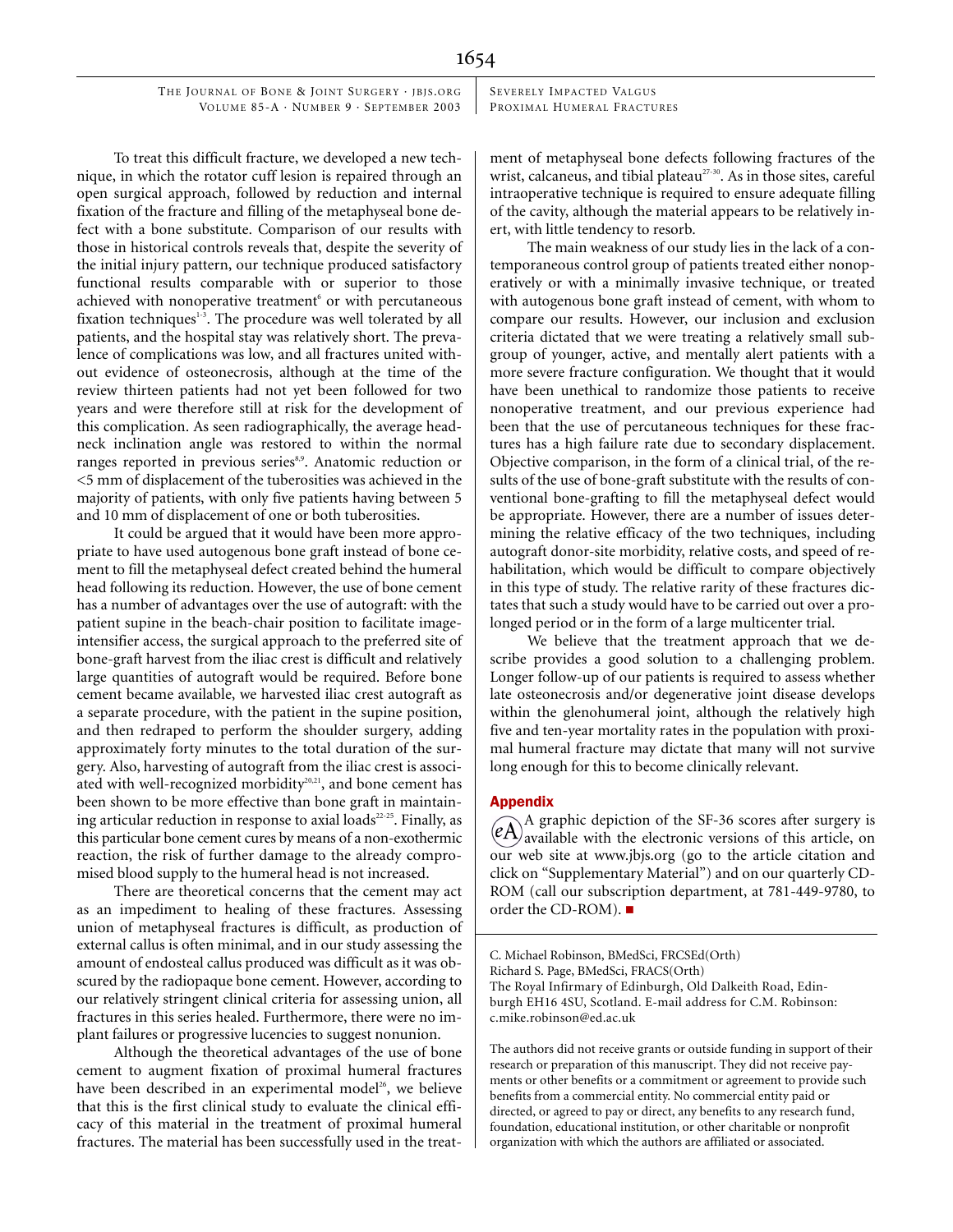To treat this difficult fracture, we developed a new technique, in which the rotator cuff lesion is repaired through an open surgical approach, followed by reduction and internal fixation of the fracture and filling of the metaphyseal bone defect with a bone substitute. Comparison of our results with those in historical controls reveals that, despite the severity of the initial injury pattern, our technique produced satisfactory functional results comparable with or superior to those achieved with nonoperative treatment[6] or with percutaneous fixation techniques[1-3]. The procedure was well tolerated by all patients, and the hospital stay was relatively short. The prevalence of complications was low, and all fractures united without evidence of osteonecrosis, although at the time of the review thirteen patients had not yet been followed for two years and were therefore still at risk for the development of this complication. As seen radiographically, the average head-neck inclination angle was restored to within the normal ranges reported in previous series[8,9]. Anatomic reduction or <5 mm of displacement of the tuberosities was achieved in the majority of patients, with only five patients having between 5 and 10 mm of displacement of one or both tuberosities.

It could be argued that it would have been more appropriate to have used autogenous bone graft instead of bone cement to fill the metaphyseal defect created behind the humeral head following its reduction. However, the use of bone cement has a number of advantages over the use of autograft: with the patient supine in the beach-chair position to facilitate image-intensifier access, the surgical approach to the preferred site of bone-graft harvest from the iliac crest is difficult and relatively large quantities of autograft would be required. Before bone cement became available, we harvested iliac crest autograft as a separate procedure, with the patient in the supine position, and then redraped to perform the shoulder surgery, adding approximately forty minutes to the total duration of the surgery. Also, harvesting of autograft from the iliac crest is associated with well-recognized morbidity[20,21], and bone cement has been shown to be more effective than bone graft in maintaining articular reduction in response to axial loads[22-25]. Finally, as this particular bone cement cures by means of a non-exothermic reaction, the risk of further damage to the already compromised blood supply to the humeral head is not increased.

There are theoretical concerns that the cement may act as an impediment to healing of these fractures. Assessing union of metaphyseal fractures is difficult, as production of external callus is often minimal, and in our study assessing the amount of endosteal callus produced was difficult as it was obscured by the radiopaque bone cement. However, according to our relatively stringent clinical criteria for assessing union, all fractures in this series healed. Furthermore, there were no implant failures or progressive lucencies to suggest nonunion.

Although the theoretical advantages of the use of bone cement to augment fixation of proximal humeral fractures have been described in an experimental model[26], we believe that this is the first clinical study to evaluate the clinical efficacy of this material in the treatment of proximal humeral fractures. The material has been successfully used in the treatment of metaphyseal bone defects following fractures of the wrist, calcaneus, and tibial plateau[27-30]. As in those sites, careful intraoperative technique is required to ensure adequate filling of the cavity, although the material appears to be relatively inert, with little tendency to resorb.

The main weakness of our study lies in the lack of a contemporaneous control group of patients treated either nonoperatively or with a minimally invasive technique, or treated with autogenous bone graft instead of cement, with whom to compare our results. However, our inclusion and exclusion criteria dictated that we were treating a relatively small subgroup of younger, active, and mentally alert patients with a more severe fracture configuration. We thought that it would have been unethical to randomize those patients to receive nonoperative treatment, and our previous experience had been that the use of percutaneous techniques for these fractures has a high failure rate due to secondary displacement. Objective comparison, in the form of a clinical trial, of the results of the use of bone-graft substitute with the results of conventional bone-grafting to fill the metaphyseal defect would be appropriate. However, there are a number of issues determining the relative efficacy of the two techniques, including autograft donor-site morbidity, relative costs, and speed of rehabilitation, which would be difficult to compare objectively in this type of study. The relative rarity of these fractures dictates that such a study would have to be carried out over a prolonged period or in the form of a large multicenter trial.

We believe that the treatment approach that we describe provides a good solution to a challenging problem. Longer follow-up of our patients is required to assess whether late osteonecrosis and/or degenerative joint disease develops within the glenohumeral joint, although the relatively high five and ten-year mortality rates in the population with proximal humeral fracture may dictate that many will not survive long enough for this to become clinically relevant.

## Appendix

(eA) A graphic depiction of the SF-36 scores after surgery is available with the electronic versions of this article, on our web site at www.jbjs.org (go to the article citation and click on "Supplementary Material") and on our quarterly CD-ROM (call our subscription department, at 781-449-9780, to order the CD-ROM). ■

C. Michael Robinson, BMedSci, FRCSEd(Orth)
Richard S. Page, BMedSci, FRACS(Orth)
The Royal Infirmary of Edinburgh, Old Dalkeith Road, Edinburgh EH16 4SU, Scotland. E-mail address for C.M. Robinson: c.mike.robinson@ed.ac.uk

The authors did not receive grants or outside funding in support of their research or preparation of this manuscript. They did not receive payments or other benefits or a commitment or agreement to provide such benefits from a commercial entity. No commercial entity paid or directed, or agreed to pay or direct, any benefits to any research fund, foundation, educational institution, or other charitable or nonprofit organization with which the authors are affiliated or associated.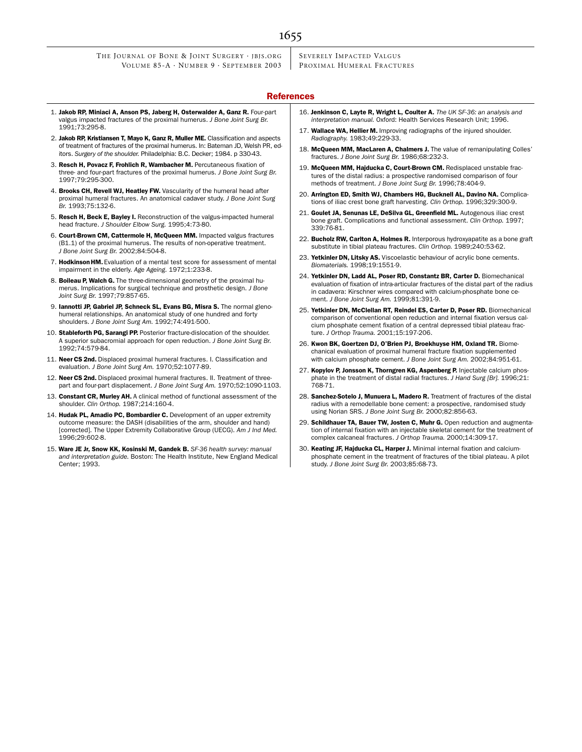## References

1. **Jakob RP, Miniaci A, Anson PS, Jaberg H, Osterwalder A, Ganz R.** Four-part valgus impacted fractures of the proximal humerus. *J Bone Joint Surg Br.* 1991;73:295-8.
2. **Jakob RP, Kristiansen T, Mayo K, Ganz R, Muller ME.** Classification and aspects of treatment of fractures of the proximal humerus. In: Bateman JD, Welsh PR, editors. *Surgery of the shoulder.* Philadelphia: B.C. Decker; 1984. p 330-43.
3. **Resch H, Povacz F, Frohlich R, Wambacher M.** Percutaneous fixation of three- and four-part fractures of the proximal humerus. *J Bone Joint Surg Br.* 1997;79:295-300.
4. **Brooks CH, Revell WJ, Heatley FW.** Vascularity of the humeral head after proximal humeral fractures. An anatomical cadaver study. *J Bone Joint Surg Br.* 1993;75:132-6.
5. **Resch H, Beck E, Bayley I.** Reconstruction of the valgus-impacted humeral head fracture. *J Shoulder Elbow Surg.* 1995;4:73-80.
6. **Court-Brown CM, Cattermole H, McQueen MM.** Impacted valgus fractures (B1.1) of the proximal humerus. The results of non-operative treatment. *J Bone Joint Surg Br.* 2002;84:504-8.
7. **Hodkinson HM.** Evaluation of a mental test score for assessment of mental impairment in the elderly. *Age Ageing.* 1972;1:233-8.
8. **Boileau P, Walch G.** The three-dimensional geometry of the proximal humerus. Implications for surgical technique and prosthetic design. *J Bone Joint Surg Br.* 1997;79:857-65.
9. **Iannotti JP, Gabriel JP, Schneck SL, Evans BG, Misra S.** The normal glenohumeral relationships. An anatomical study of one hundred and forty shoulders. *J Bone Joint Surg Am.* 1992;74:491-500.
10. **Stableforth PG, Sarangi PP.** Posterior fracture-dislocation of the shoulder. A superior subacromial approach for open reduction. *J Bone Joint Surg Br.* 1992;74:579-84.
11. **Neer CS 2nd.** Displaced proximal humeral fractures. I. Classification and evaluation. *J Bone Joint Surg Am.* 1970;52:1077-89.
12. **Neer CS 2nd.** Displaced proximal humeral fractures. II. Treatment of three-part and four-part displacement. *J Bone Joint Surg Am.* 1970;52:1090-1103.
13. **Constant CR, Murley AH.** A clinical method of functional assessment of the shoulder. *Clin Orthop.* 1987;214:160-4.
14. **Hudak PL, Amadio PC, Bombardier C.** Development of an upper extremity outcome measure: the DASH (disabilities of the arm, shoulder and hand) [corrected]. The Upper Extremity Collaborative Group (UECG). *Am J Ind Med.* 1996;29:602-8.
15. **Ware JE Jr, Snow KK, Kosinski M, Gandek B.** *SF-36 health survey: manual and interpretation guide.* Boston: The Health Institute, New England Medical Center; 1993.
16. **Jenkinson C, Layte R, Wright L, Coulter A.** *The UK SF-36: an analysis and interpretation manual.* Oxford: Health Services Research Unit; 1996.
17. **Wallace WA, Hellier M.** Improving radiographs of the injured shoulder. *Radiography.* 1983;49:229-33.
18. **McQueen MM, MacLaren A, Chalmers J.** The value of remanipulating Colles' fractures. *J Bone Joint Surg Br.* 1986;68:232-3.
19. **McQueen MM, Hajducka C, Court-Brown CM.** Redisplaced unstable fractures of the distal radius: a prospective randomised comparison of four methods of treatment. *J Bone Joint Surg Br.* 1996;78:404-9.
20. **Arrington ED, Smith WJ, Chambers HG, Bucknell AL, Davino NA.** Complications of iliac crest bone graft harvesting. *Clin Orthop.* 1996;329:300-9.
21. **Goulet JA, Senunas LE, DeSilva GL, Greenfield ML.** Autogenous iliac crest bone graft. Complications and functional assessment. *Clin Orthop.* 1997;339:76-81.
22. **Bucholz RW, Carlton A, Holmes R.** Interporous hydroxyapatite as a bone graft substitute in tibial plateau fractures. *Clin Orthop.* 1989;240:53-62.
23. **Yetkinler DN, Litsky AS.** Viscoelastic behaviour of acrylic bone cements. *Biomaterials.* 1998;19:1551-9.
24. **Yetkinler DN, Ladd AL, Poser RD, Constantz BR, Carter D.** Biomechanical evaluation of fixation of intra-articular fractures of the distal part of the radius in cadavera: Kirschner wires compared with calcium-phosphate bone cement. *J Bone Joint Surg Am.* 1999;81:391-9.
25. **Yetkinler DN, McClellan RT, Reindel ES, Carter D, Poser RD.** Biomechanical comparison of conventional open reduction and internal fixation versus calcium phosphate cement fixation of a central depressed tibial plateau fracture. *J Orthop Trauma.* 2001;15:197-206.
26. **Kwon BK, Goertzen DJ, O'Brien PJ, Broekhuyse HM, Oxland TR.** Biomechanical evaluation of proximal humeral fracture fixation supplemented with calcium phosphate cement. *J Bone Joint Surg Am.* 2002;84:951-61.
27. **Kopylov P, Jonsson K, Thorngren KG, Aspenberg P.** Injectable calcium phosphate in the treatment of distal radial fractures. *J Hand Surg [Br].* 1996;21:768-71.
28. **Sanchez-Sotelo J, Munuera L, Madero R.** Treatment of fractures of the distal radius with a remodellable bone cement: a prospective, randomised study using Norian SRS. *J Bone Joint Surg Br.* 2000;82:856-63.
29. **Schildhauer TA, Bauer TW, Josten C, Muhr G.** Open reduction and augmentation of internal fixation with an injectable skeletal cement for the treatment of complex calcaneal fractures. *J Orthop Trauma.* 2000;14:309-17.
30. **Keating JF, Hajducka CL, Harper J.** Minimal internal fixation and calcium-phosphate cement in the treatment of fractures of the tibial plateau. A pilot study. *J Bone Joint Surg Br.* 2003;85:68-73.